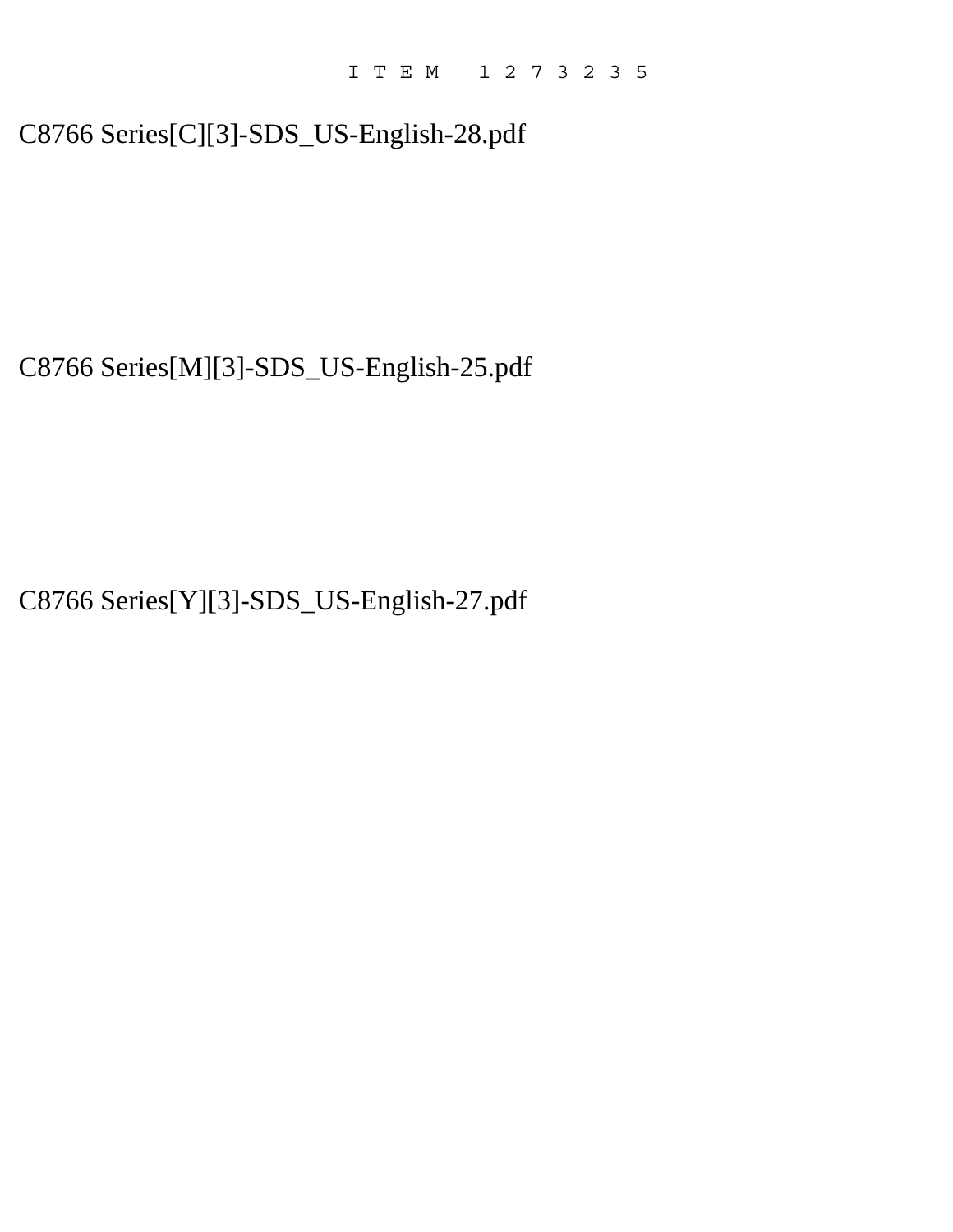ITEM 1273235

C8766 Series[C][3]-SDS_US-English-28.pdf

C8766 Series[M][3]-SDS_US-English-25.pdf

C8766 Series[Y][3]-SDS_US-English-27.pdf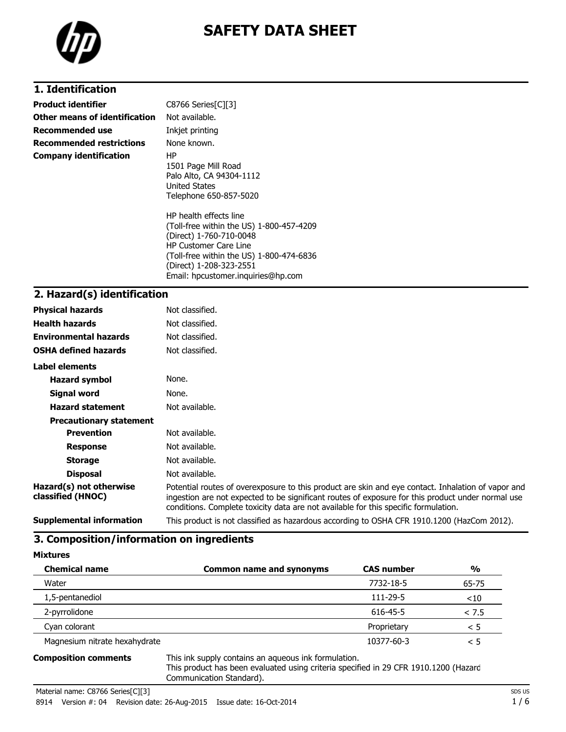# SAFETY DATA SHEET

## 1. Identification

| | |
|---|---|
| **Product identifier** | C8766 Series[C][3] |
| **Other means of identification** | Not available. |
| **Recommended use** | Inkjet printing |
| **Recommended restrictions** | None known. |
| **Company identification** | HP<br>1501 Page Mill Road<br>Palo Alto, CA 94304-1112<br>United States<br>Telephone 650-857-5020<br><br>HP health effects line<br>(Toll-free within the US) 1-800-457-4209<br>(Direct) 1-760-710-0048<br>HP Customer Care Line<br>(Toll-free within the US) 1-800-474-6836<br>(Direct) 1-208-323-2551<br>Email: hpcustomer.inquiries@hp.com |

## 2. Hazard(s) identification

| | |
|---|---|
| **Physical hazards** | Not classified. |
| **Health hazards** | Not classified. |
| **Environmental hazards** | Not classified. |
| **OSHA defined hazards** | Not classified. |

**Label elements**

| | |
|---|---|
| **Hazard symbol** | None. |
| **Signal word** | None. |
| **Hazard statement** | Not available. |

**Precautionary statement**

| | |
|---|---|
| **Prevention** | Not available. |
| **Response** | Not available. |
| **Storage** | Not available. |
| **Disposal** | Not available. |

| | |
|---|---|
| **Hazard(s) not otherwise classified (HNOC)** | Potential routes of overexposure to this product are skin and eye contact. Inhalation of vapor and ingestion are not expected to be significant routes of exposure for this product under normal use conditions. Complete toxicity data are not available for this specific formulation. |
| **Supplemental information** | This product is not classified as hazardous according to OSHA CFR 1910.1200 (HazCom 2012). |

## 3. Composition/information on ingredients

**Mixtures**

| Chemical name | Common name and synonyms | CAS number | % |
|---|---|---|---|
| Water | | 7732-18-5 | 65-75 |
| 1,5-pentanediol | | 111-29-5 | <10 |
| 2-pyrrolidone | | 616-45-5 | < 7.5 |
| Cyan colorant | | Proprietary | < 5 |
| Magnesium nitrate hexahydrate | | 10377-60-3 | < 5 |

**Composition comments**

This ink supply contains an aqueous ink formulation.
This product has been evaluated using criteria specified in 29 CFR 1910.1200 (Hazard Communication Standard).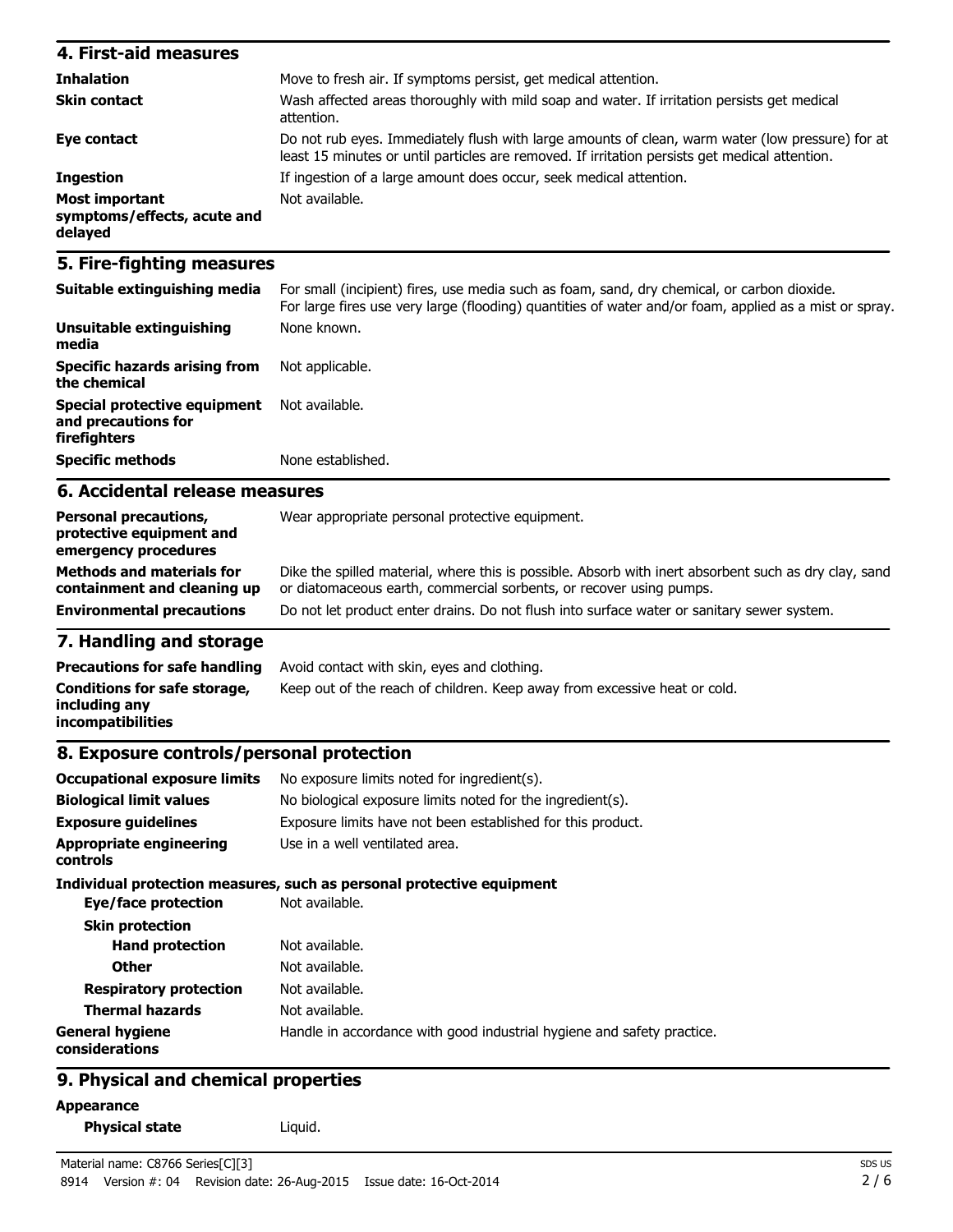## 4. First-aid measures

| | |
|---|---|
| **Inhalation** | Move to fresh air. If symptoms persist, get medical attention. |
| **Skin contact** | Wash affected areas thoroughly with mild soap and water. If irritation persists get medical attention. |
| **Eye contact** | Do not rub eyes. Immediately flush with large amounts of clean, warm water (low pressure) for at least 15 minutes or until particles are removed. If irritation persists get medical attention. |
| **Ingestion** | If ingestion of a large amount does occur, seek medical attention. |
| **Most important symptoms/effects, acute and delayed** | Not available. |

## 5. Fire-fighting measures

| | |
|---|---|
| **Suitable extinguishing media** | For small (incipient) fires, use media such as foam, sand, dry chemical, or carbon dioxide. For large fires use very large (flooding) quantities of water and/or foam, applied as a mist or spray. |
| **Unsuitable extinguishing media** | None known. |
| **Specific hazards arising from the chemical** | Not applicable. |
| **Special protective equipment and precautions for firefighters** | Not available. |
| **Specific methods** | None established. |

## 6. Accidental release measures

| | |
|---|---|
| **Personal precautions, protective equipment and emergency procedures** | Wear appropriate personal protective equipment. |
| **Methods and materials for containment and cleaning up** | Dike the spilled material, where this is possible. Absorb with inert absorbent such as dry clay, sand or diatomaceous earth, commercial sorbents, or recover using pumps. |
| **Environmental precautions** | Do not let product enter drains. Do not flush into surface water or sanitary sewer system. |

## 7. Handling and storage

| | |
|---|---|
| **Precautions for safe handling** | Avoid contact with skin, eyes and clothing. |
| **Conditions for safe storage, including any incompatibilities** | Keep out of the reach of children. Keep away from excessive heat or cold. |

## 8. Exposure controls/personal protection

| | |
|---|---|
| **Occupational exposure limits** | No exposure limits noted for ingredient(s). |
| **Biological limit values** | No biological exposure limits noted for the ingredient(s). |
| **Exposure guidelines** | Exposure limits have not been established for this product. |
| **Appropriate engineering controls** | Use in a well ventilated area. |

**Individual protection measures, such as personal protective equipment**

| | |
|---|---|
| **Eye/face protection** | Not available. |
| **Skin protection** | |
| **Hand protection** | Not available. |
| **Other** | Not available. |
| **Respiratory protection** | Not available. |
| **Thermal hazards** | Not available. |
| **General hygiene considerations** | Handle in accordance with good industrial hygiene and safety practice. |

## 9. Physical and chemical properties

**Appearance**

| | |
|---|---|
| **Physical state** | Liquid. |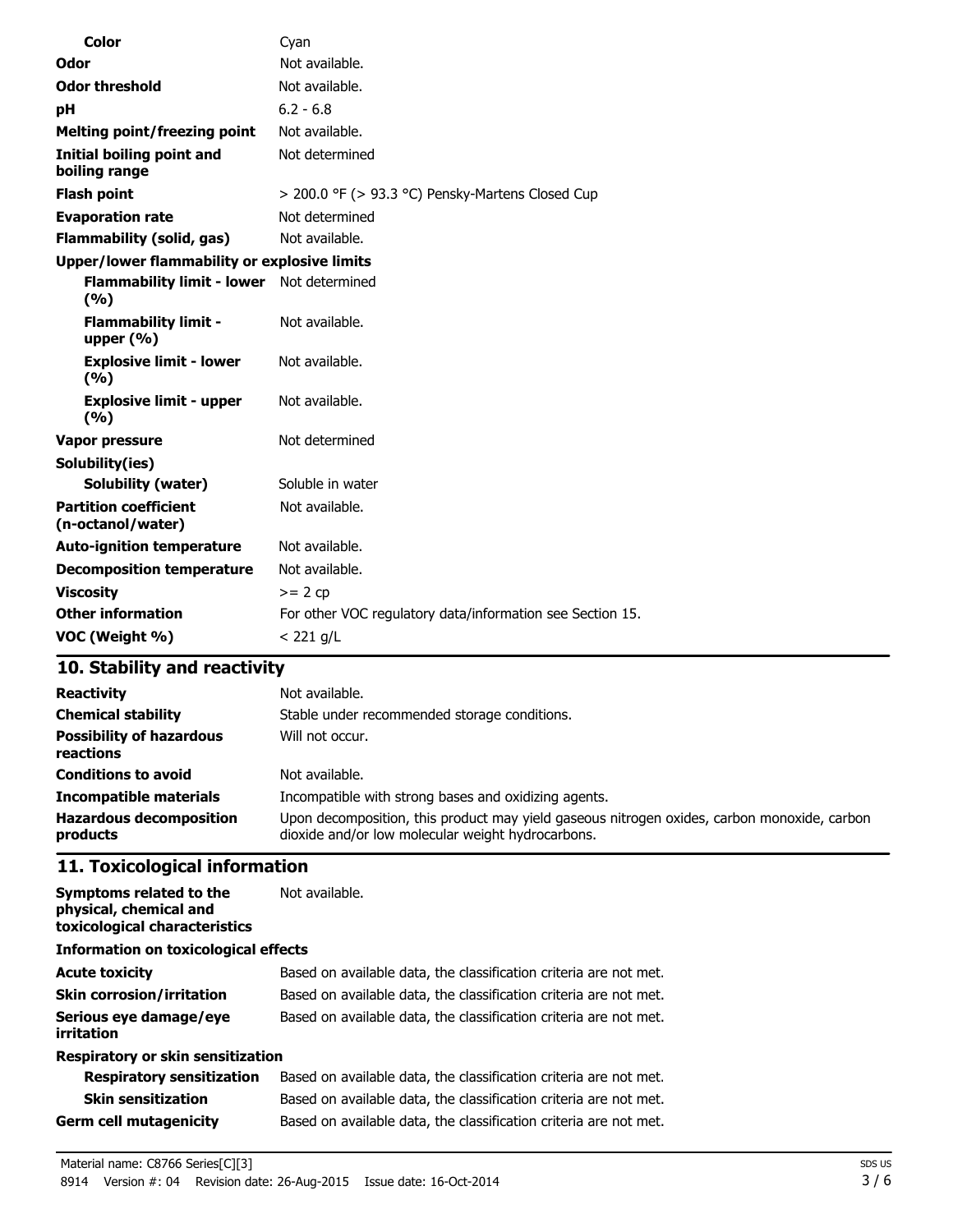| | |
|---|---|
| **Color** | Cyan |
| **Odor** | Not available. |
| **Odor threshold** | Not available. |
| **pH** | 6.2 - 6.8 |
| **Melting point/freezing point** | Not available. |
| **Initial boiling point and boiling range** | Not determined |
| **Flash point** | > 200.0 °F (> 93.3 °C) Pensky-Martens Closed Cup |
| **Evaporation rate** | Not determined |
| **Flammability (solid, gas)** | Not available. |
| **Upper/lower flammability or explosive limits** | |
| **Flammability limit - lower (%)** | Not determined |
| **Flammability limit - upper (%)** | Not available. |
| **Explosive limit - lower (%)** | Not available. |
| **Explosive limit - upper (%)** | Not available. |
| **Vapor pressure** | Not determined |
| **Solubility(ies)** | |
| **Solubility (water)** | Soluble in water |
| **Partition coefficient (n-octanol/water)** | Not available. |
| **Auto-ignition temperature** | Not available. |
| **Decomposition temperature** | Not available. |
| **Viscosity** | >= 2 cp |
| **Other information** | For other VOC regulatory data/information see Section 15. |
| **VOC (Weight %)** | < 221 g/L |

## 10. Stability and reactivity

| | |
|---|---|
| **Reactivity** | Not available. |
| **Chemical stability** | Stable under recommended storage conditions. |
| **Possibility of hazardous reactions** | Will not occur. |
| **Conditions to avoid** | Not available. |
| **Incompatible materials** | Incompatible with strong bases and oxidizing agents. |
| **Hazardous decomposition products** | Upon decomposition, this product may yield gaseous nitrogen oxides, carbon monoxide, carbon dioxide and/or low molecular weight hydrocarbons. |

## 11. Toxicological information

| | |
|---|---|
| **Symptoms related to the physical, chemical and toxicological characteristics** | Not available. |
| **Information on toxicological effects** | |
| **Acute toxicity** | Based on available data, the classification criteria are not met. |
| **Skin corrosion/irritation** | Based on available data, the classification criteria are not met. |
| **Serious eye damage/eye irritation** | Based on available data, the classification criteria are not met. |
| **Respiratory or skin sensitization** | |
| **Respiratory sensitization** | Based on available data, the classification criteria are not met. |
| **Skin sensitization** | Based on available data, the classification criteria are not met. |
| **Germ cell mutagenicity** | Based on available data, the classification criteria are not met. |

Material name: C8766 Series[C][3]

8914 Version #: 04 Revision date: 26-Aug-2015 Issue date: 16-Oct-2014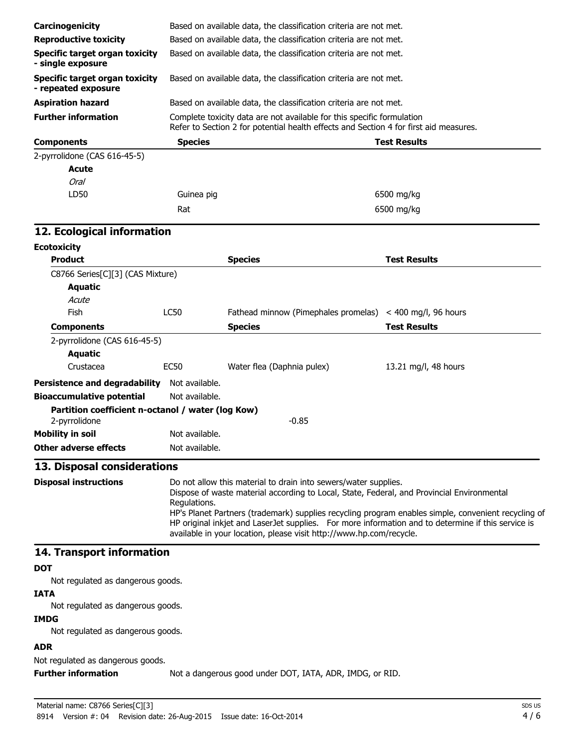| | |
|---|---|
| **Carcinogenicity** | Based on available data, the classification criteria are not met. |
| **Reproductive toxicity** | Based on available data, the classification criteria are not met. |
| **Specific target organ toxicity - single exposure** | Based on available data, the classification criteria are not met. |
| **Specific target organ toxicity - repeated exposure** | Based on available data, the classification criteria are not met. |
| **Aspiration hazard** | Based on available data, the classification criteria are not met. |
| **Further information** | Complete toxicity data are not available for this specific formulation<br>Refer to Section 2 for potential health effects and Section 4 for first aid measures. |

| **Components** | **Species** | **Test Results** |
|---|---|---|
| 2-pyrrolidone (CAS 616-45-5) | | |
| **Acute** | | |
| *Oral* | | |
| LD50 | Guinea pig | 6500 mg/kg |
| | Rat | 6500 mg/kg |

## 12. Ecological information

**Ecotoxicity**

| **Product** | | **Species** | **Test Results** |
|---|---|---|---|
| C8766 Series[C][3] (CAS Mixture) | | | |
| **Aquatic** | | | |
| *Acute* | | | |
| Fish | LC50 | Fathead minnow (Pimephales promelas) | < 400 mg/l, 96 hours |
| **Components** | | **Species** | **Test Results** |
| 2-pyrrolidone (CAS 616-45-5) | | | |
| **Aquatic** | | | |
| Crustacea | EC50 | Water flea (Daphnia pulex) | 13.21 mg/l, 48 hours |

**Persistence and degradability** Not available.

**Bioaccumulative potential** Not available.

**Partition coefficient n-octanol / water (log Kow)**

2-pyrrolidone -0.85

**Mobility in soil** Not available.

**Other adverse effects** Not available.

## 13. Disposal considerations

**Disposal instructions**

Do not allow this material to drain into sewers/water supplies.
Dispose of waste material according to Local, State, Federal, and Provincial Environmental Regulations.
HP's Planet Partners (trademark) supplies recycling program enables simple, convenient recycling of HP original inkjet and LaserJet supplies. For more information and to determine if this service is available in your location, please visit http://www.hp.com/recycle.

## 14. Transport information

**DOT**

Not regulated as dangerous goods.

**IATA**

Not regulated as dangerous goods.

**IMDG**

Not regulated as dangerous goods.

**ADR**

Not regulated as dangerous goods.

**Further information** Not a dangerous good under DOT, IATA, ADR, IMDG, or RID.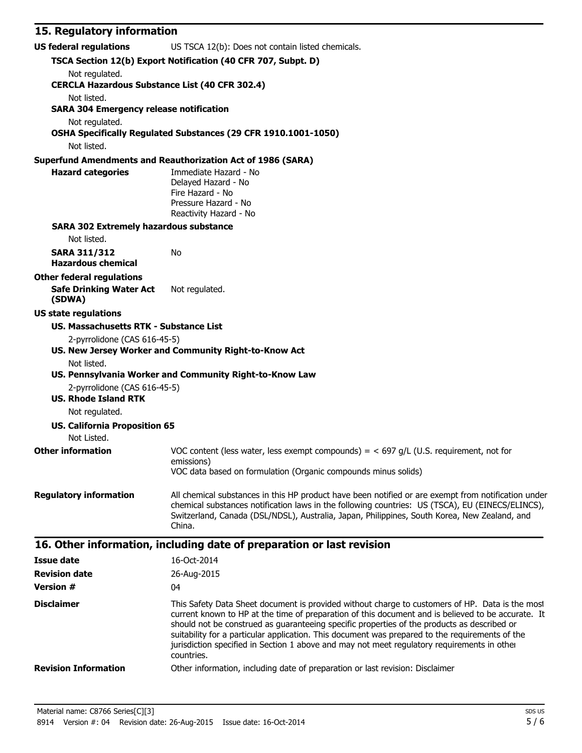## 15. Regulatory information

**US federal regulations** US TSCA 12(b): Does not contain listed chemicals.

**TSCA Section 12(b) Export Notification (40 CFR 707, Subpt. D)**

Not regulated.

**CERCLA Hazardous Substance List (40 CFR 302.4)**

Not listed.

**SARA 304 Emergency release notification**

Not regulated.

**OSHA Specifically Regulated Substances (29 CFR 1910.1001-1050)**

Not listed.

**Superfund Amendments and Reauthorization Act of 1986 (SARA)**

**Hazard categories**
Immediate Hazard - No
Delayed Hazard - No
Fire Hazard - No
Pressure Hazard - No
Reactivity Hazard - No

**SARA 302 Extremely hazardous substance**

Not listed.

**SARA 311/312 Hazardous chemical** No

**Other federal regulations**

**Safe Drinking Water Act (SDWA)** Not regulated.

**US state regulations**

**US. Massachusetts RTK - Substance List**

2-pyrrolidone (CAS 616-45-5)

**US. New Jersey Worker and Community Right-to-Know Act**

Not listed.

**US. Pennsylvania Worker and Community Right-to-Know Law**

2-pyrrolidone (CAS 616-45-5)

**US. Rhode Island RTK**

Not regulated.

**US. California Proposition 65**

Not Listed.

**Other information**
VOC content (less water, less exempt compounds) = < 697 g/L (U.S. requirement, not for emissions)
VOC data based on formulation (Organic compounds minus solids)

**Regulatory information**
All chemical substances in this HP product have been notified or are exempt from notification under chemical substances notification laws in the following countries: US (TSCA), EU (EINECS/ELINCS), Switzerland, Canada (DSL/NDSL), Australia, Japan, Philippines, South Korea, New Zealand, and China.

## 16. Other information, including date of preparation or last revision

**Issue date** 16-Oct-2014

**Revision date** 26-Aug-2015

**Version #** 04

**Disclaimer**
This Safety Data Sheet document is provided without charge to customers of HP. Data is the most current known to HP at the time of preparation of this document and is believed to be accurate. It should not be construed as guaranteeing specific properties of the products as described or suitability for a particular application. This document was prepared to the requirements of the jurisdiction specified in Section 1 above and may not meet regulatory requirements in other countries.

**Revision Information** Other information, including date of preparation or last revision: Disclaimer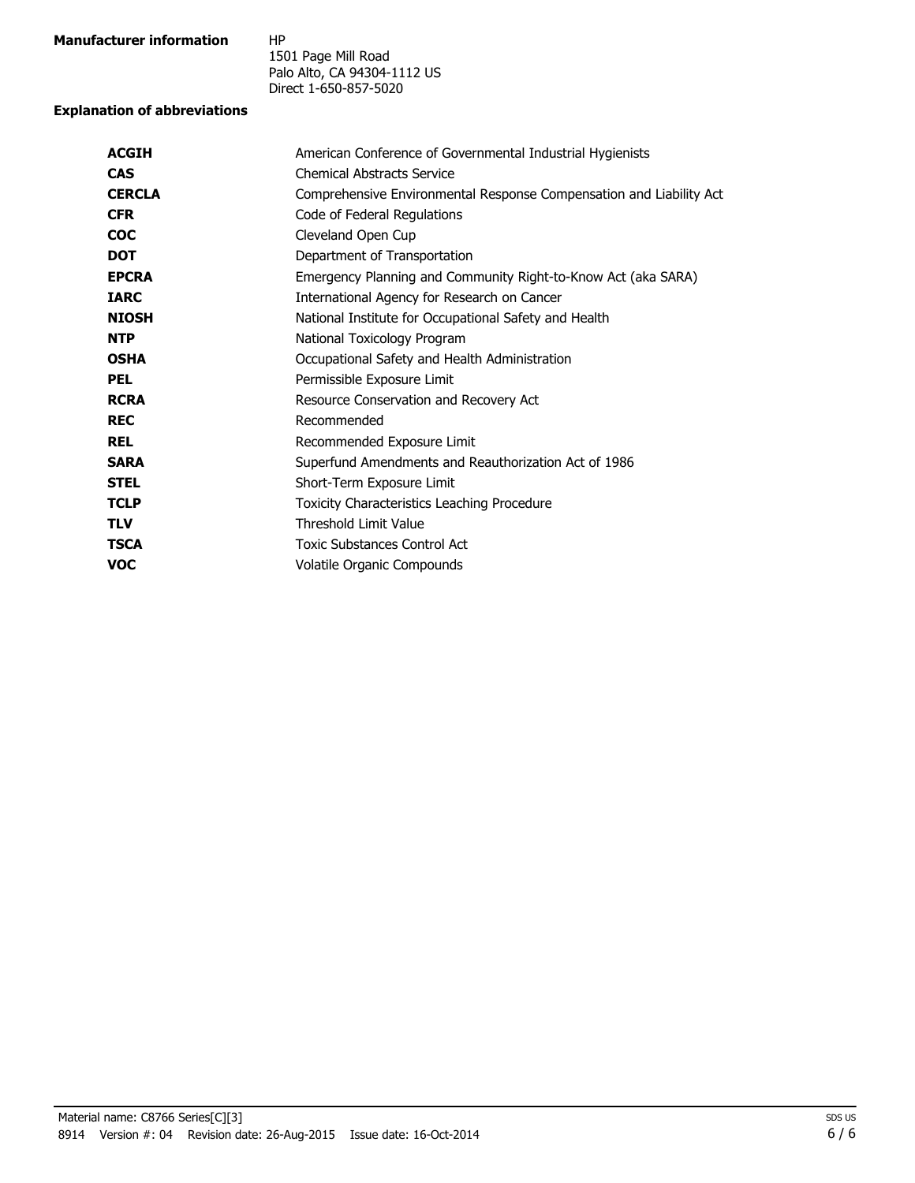**Manufacturer information**

HP
1501 Page Mill Road
Palo Alto, CA 94304-1112 US
Direct 1-650-857-5020

**Explanation of abbreviations**

| | |
|---|---|
| **ACGIH** | American Conference of Governmental Industrial Hygienists |
| **CAS** | Chemical Abstracts Service |
| **CERCLA** | Comprehensive Environmental Response Compensation and Liability Act |
| **CFR** | Code of Federal Regulations |
| **COC** | Cleveland Open Cup |
| **DOT** | Department of Transportation |
| **EPCRA** | Emergency Planning and Community Right-to-Know Act (aka SARA) |
| **IARC** | International Agency for Research on Cancer |
| **NIOSH** | National Institute for Occupational Safety and Health |
| **NTP** | National Toxicology Program |
| **OSHA** | Occupational Safety and Health Administration |
| **PEL** | Permissible Exposure Limit |
| **RCRA** | Resource Conservation and Recovery Act |
| **REC** | Recommended |
| **REL** | Recommended Exposure Limit |
| **SARA** | Superfund Amendments and Reauthorization Act of 1986 |
| **STEL** | Short-Term Exposure Limit |
| **TCLP** | Toxicity Characteristics Leaching Procedure |
| **TLV** | Threshold Limit Value |
| **TSCA** | Toxic Substances Control Act |
| **VOC** | Volatile Organic Compounds |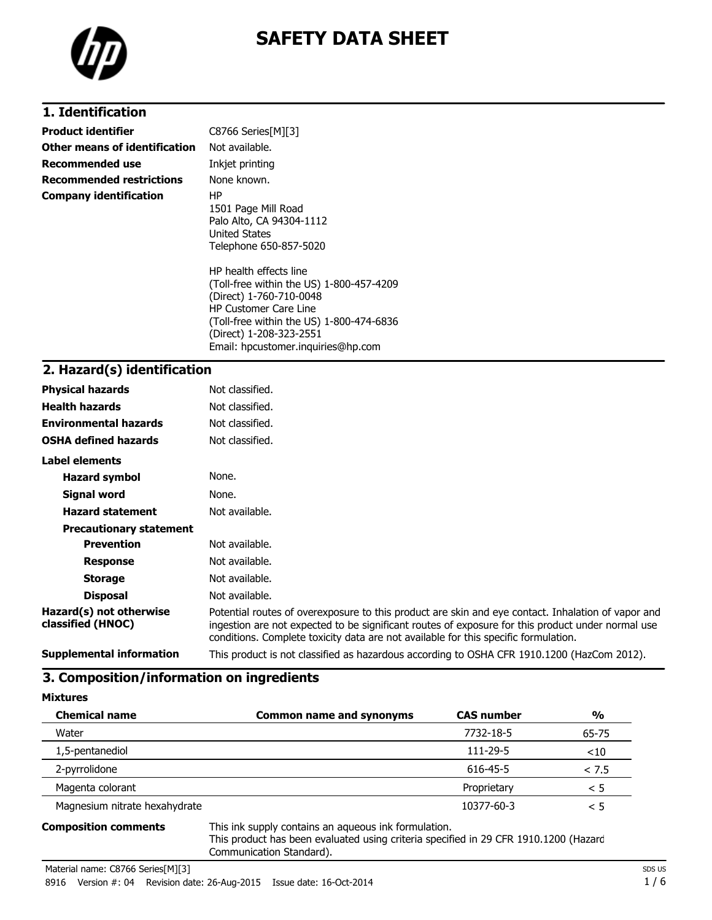# SAFETY DATA SHEET

## 1. Identification

| | |
|---|---|
| **Product identifier** | C8766 Series[M][3] |
| **Other means of identification** | Not available. |
| **Recommended use** | Inkjet printing |
| **Recommended restrictions** | None known. |
| **Company identification** | HP<br>1501 Page Mill Road<br>Palo Alto, CA 94304-1112<br>United States<br>Telephone 650-857-5020<br><br>HP health effects line<br>(Toll-free within the US) 1-800-457-4209<br>(Direct) 1-760-710-0048<br>HP Customer Care Line<br>(Toll-free within the US) 1-800-474-6836<br>(Direct) 1-208-323-2551<br>Email: hpcustomer.inquiries@hp.com |

## 2. Hazard(s) identification

| | |
|---|---|
| **Physical hazards** | Not classified. |
| **Health hazards** | Not classified. |
| **Environmental hazards** | Not classified. |
| **OSHA defined hazards** | Not classified. |

**Label elements**

| | |
|---|---|
| **Hazard symbol** | None. |
| **Signal word** | None. |
| **Hazard statement** | Not available. |

**Precautionary statement**

| | |
|---|---|
| **Prevention** | Not available. |
| **Response** | Not available. |
| **Storage** | Not available. |
| **Disposal** | Not available. |
| **Hazard(s) not otherwise classified (HNOC)** | Potential routes of overexposure to this product are skin and eye contact. Inhalation of vapor and ingestion are not expected to be significant routes of exposure for this product under normal use conditions. Complete toxicity data are not available for this specific formulation. |
| **Supplemental information** | This product is not classified as hazardous according to OSHA CFR 1910.1200 (HazCom 2012). |

## 3. Composition/information on ingredients

**Mixtures**

| Chemical name | Common name and synonyms | CAS number | % |
|---|---|---|---|
| Water | | 7732-18-5 | 65-75 |
| 1,5-pentanediol | | 111-29-5 | <10 |
| 2-pyrrolidone | | 616-45-5 | < 7.5 |
| Magenta colorant | | Proprietary | < 5 |
| Magnesium nitrate hexahydrate | | 10377-60-3 | < 5 |

**Composition comments** This ink supply contains an aqueous ink formulation.
This product has been evaluated using criteria specified in 29 CFR 1910.1200 (Hazard Communication Standard).

Material name: C8766 Series[M][3]

8916 Version #: 04 Revision date: 26-Aug-2015 Issue date: 16-Oct-2014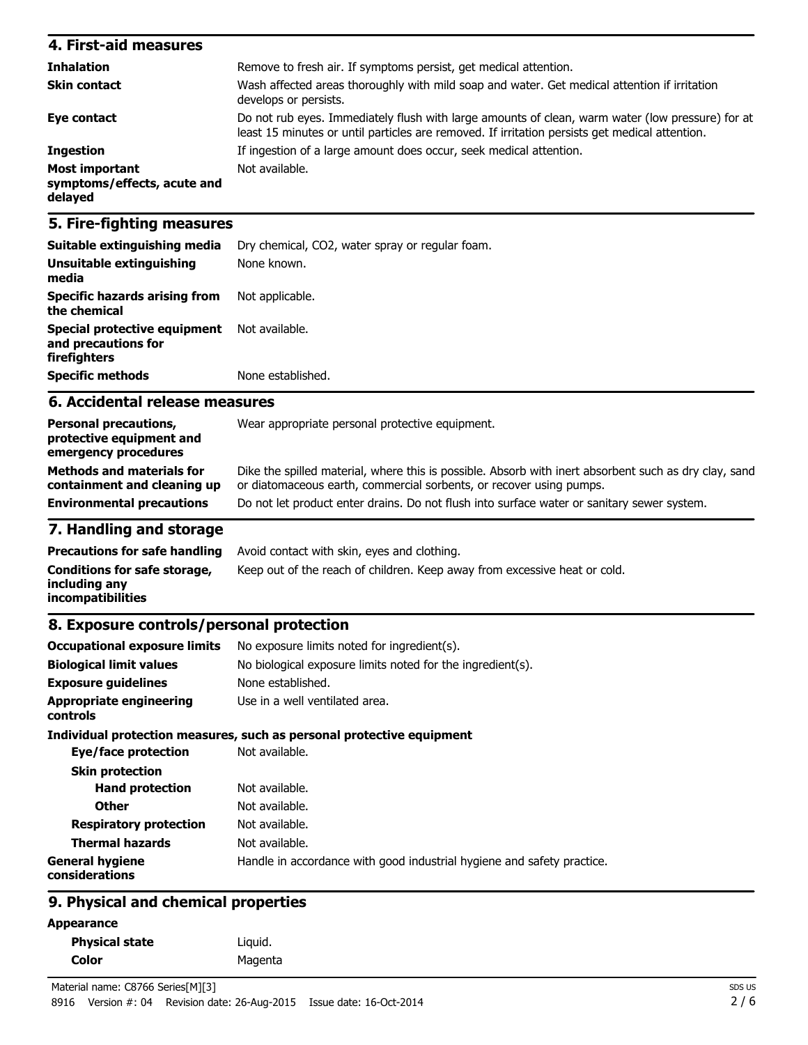## 4. First-aid measures

| | |
|---|---|
| **Inhalation** | Remove to fresh air. If symptoms persist, get medical attention. |
| **Skin contact** | Wash affected areas thoroughly with mild soap and water. Get medical attention if irritation develops or persists. |
| **Eye contact** | Do not rub eyes. Immediately flush with large amounts of clean, warm water (low pressure) for at least 15 minutes or until particles are removed. If irritation persists get medical attention. |
| **Ingestion** | If ingestion of a large amount does occur, seek medical attention. |
| **Most important symptoms/effects, acute and delayed** | Not available. |

## 5. Fire-fighting measures

| | |
|---|---|
| **Suitable extinguishing media** | Dry chemical, CO2, water spray or regular foam. |
| **Unsuitable extinguishing media** | None known. |
| **Specific hazards arising from the chemical** | Not applicable. |
| **Special protective equipment and precautions for firefighters** | Not available. |
| **Specific methods** | None established. |

## 6. Accidental release measures

| | |
|---|---|
| **Personal precautions, protective equipment and emergency procedures** | Wear appropriate personal protective equipment. |
| **Methods and materials for containment and cleaning up** | Dike the spilled material, where this is possible. Absorb with inert absorbent such as dry clay, sand or diatomaceous earth, commercial sorbents, or recover using pumps. |
| **Environmental precautions** | Do not let product enter drains. Do not flush into surface water or sanitary sewer system. |

## 7. Handling and storage

| | |
|---|---|
| **Precautions for safe handling** | Avoid contact with skin, eyes and clothing. |
| **Conditions for safe storage, including any incompatibilities** | Keep out of the reach of children. Keep away from excessive heat or cold. |

## 8. Exposure controls/personal protection

| | |
|---|---|
| **Occupational exposure limits** | No exposure limits noted for ingredient(s). |
| **Biological limit values** | No biological exposure limits noted for the ingredient(s). |
| **Exposure guidelines** | None established. |
| **Appropriate engineering controls** | Use in a well ventilated area. |

**Individual protection measures, such as personal protective equipment**

| | |
|---|---|
| **Eye/face protection** | Not available. |
| **Skin protection** | |
| **Hand protection** | Not available. |
| **Other** | Not available. |
| **Respiratory protection** | Not available. |
| **Thermal hazards** | Not available. |
| **General hygiene considerations** | Handle in accordance with good industrial hygiene and safety practice. |

## 9. Physical and chemical properties

**Appearance**

| | |
|---|---|
| **Physical state** | Liquid. |
| **Color** | Magenta |

Material name: C8766 Series[M][3]

8916 Version #: 04 Revision date: 26-Aug-2015 Issue date: 16-Oct-2014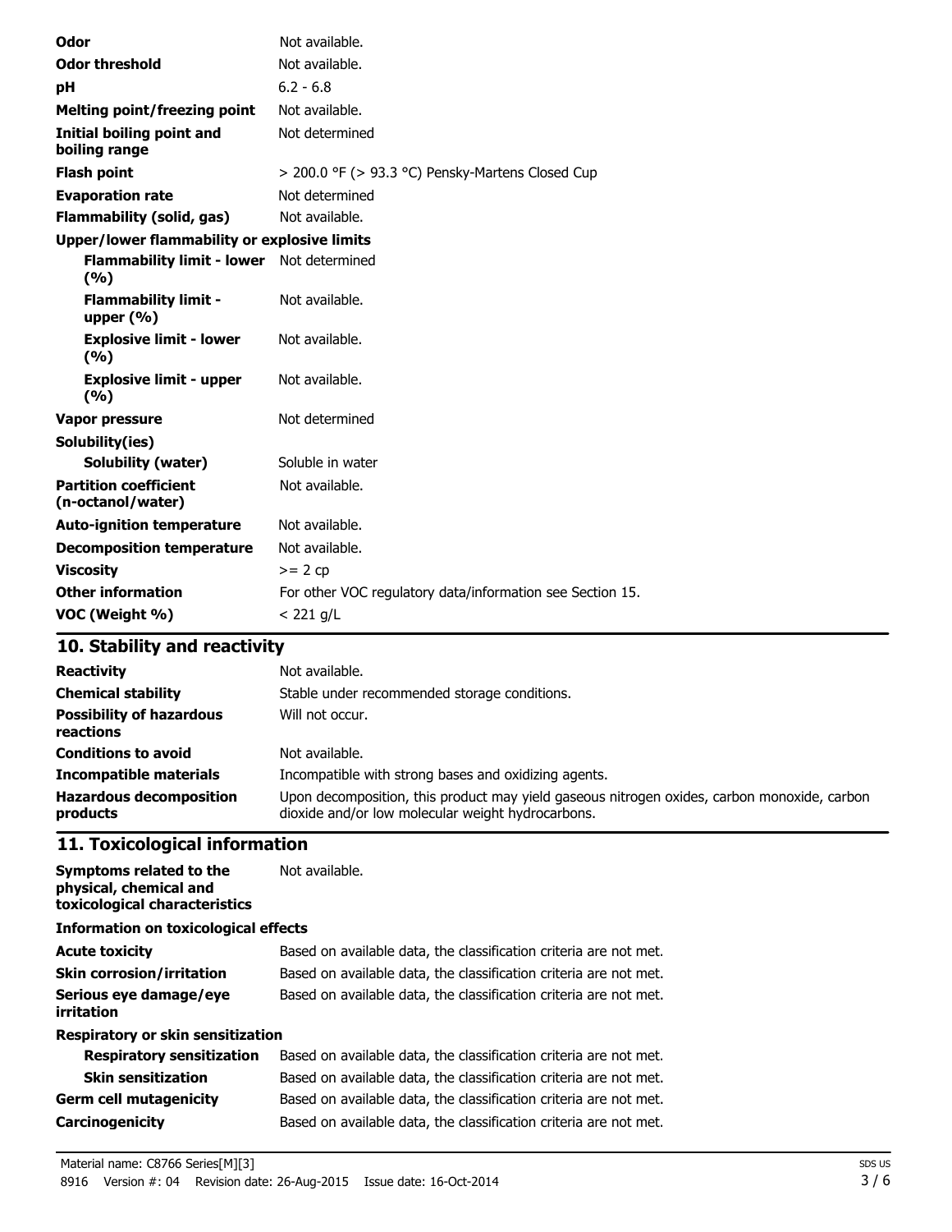| | |
|---|---|
| **Odor** | Not available. |
| **Odor threshold** | Not available. |
| **pH** | 6.2 - 6.8 |
| **Melting point/freezing point** | Not available. |
| **Initial boiling point and boiling range** | Not determined |
| **Flash point** | > 200.0 °F (> 93.3 °C) Pensky-Martens Closed Cup |
| **Evaporation rate** | Not determined |
| **Flammability (solid, gas)** | Not available. |
| **Upper/lower flammability or explosive limits** | |
| **Flammability limit - lower (%)** | Not determined |
| **Flammability limit - upper (%)** | Not available. |
| **Explosive limit - lower (%)** | Not available. |
| **Explosive limit - upper (%)** | Not available. |
| **Vapor pressure** | Not determined |
| **Solubility(ies)** | |
| **Solubility (water)** | Soluble in water |
| **Partition coefficient (n-octanol/water)** | Not available. |
| **Auto-ignition temperature** | Not available. |
| **Decomposition temperature** | Not available. |
| **Viscosity** | >= 2 cp |
| **Other information** | For other VOC regulatory data/information see Section 15. |
| **VOC (Weight %)** | < 221 g/L |

## 10. Stability and reactivity

| | |
|---|---|
| **Reactivity** | Not available. |
| **Chemical stability** | Stable under recommended storage conditions. |
| **Possibility of hazardous reactions** | Will not occur. |
| **Conditions to avoid** | Not available. |
| **Incompatible materials** | Incompatible with strong bases and oxidizing agents. |
| **Hazardous decomposition products** | Upon decomposition, this product may yield gaseous nitrogen oxides, carbon monoxide, carbon dioxide and/or low molecular weight hydrocarbons. |

## 11. Toxicological information

| | |
|---|---|
| **Symptoms related to the physical, chemical and toxicological characteristics** | Not available. |
| **Information on toxicological effects** | |
| **Acute toxicity** | Based on available data, the classification criteria are not met. |
| **Skin corrosion/irritation** | Based on available data, the classification criteria are not met. |
| **Serious eye damage/eye irritation** | Based on available data, the classification criteria are not met. |
| **Respiratory or skin sensitization** | |
| **Respiratory sensitization** | Based on available data, the classification criteria are not met. |
| **Skin sensitization** | Based on available data, the classification criteria are not met. |
| **Germ cell mutagenicity** | Based on available data, the classification criteria are not met. |
| **Carcinogenicity** | Based on available data, the classification criteria are not met. |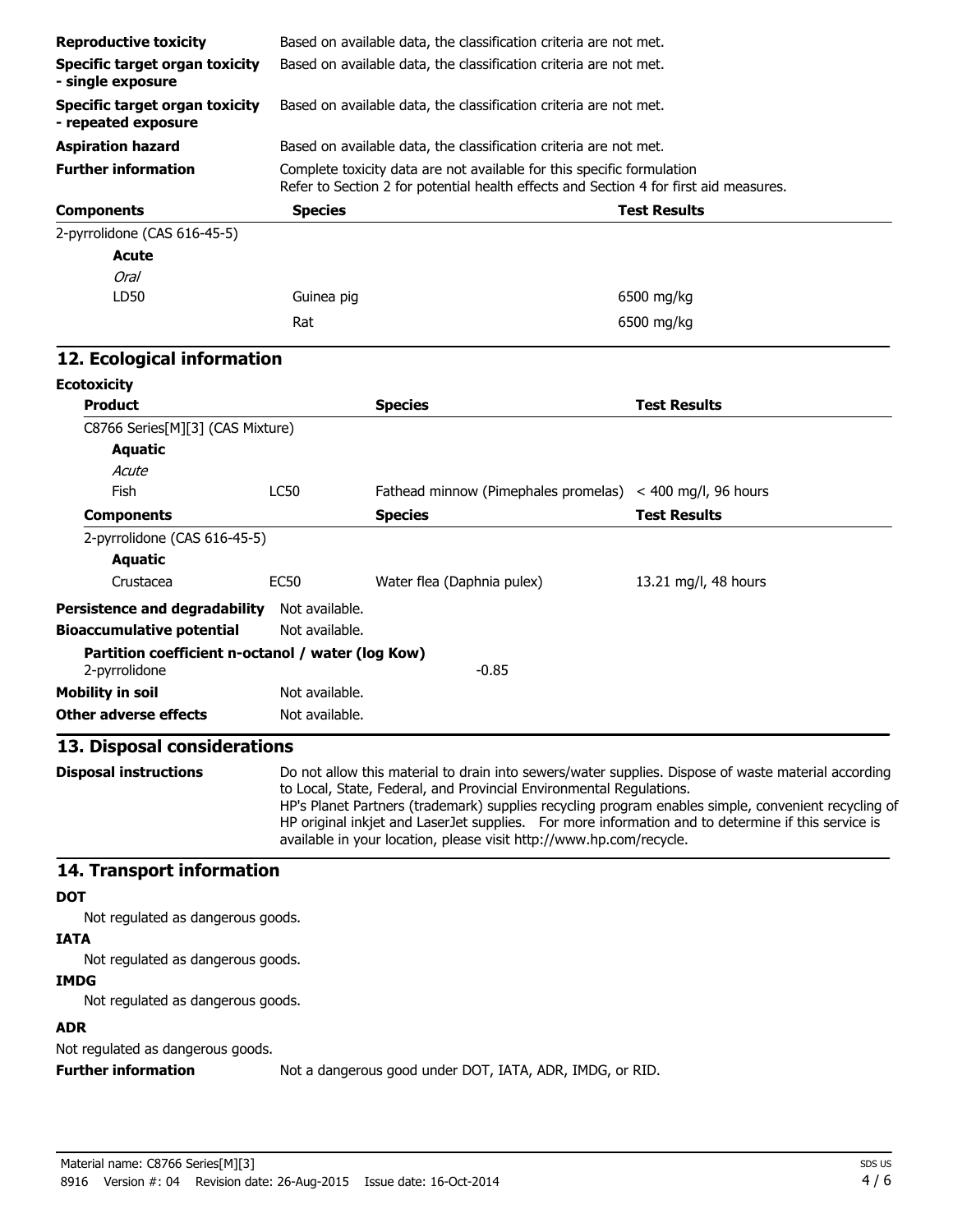| | |
|---|---|
| **Reproductive toxicity** | Based on available data, the classification criteria are not met. |
| **Specific target organ toxicity - single exposure** | Based on available data, the classification criteria are not met. |
| **Specific target organ toxicity - repeated exposure** | Based on available data, the classification criteria are not met. |
| **Aspiration hazard** | Based on available data, the classification criteria are not met. |
| **Further information** | Complete toxicity data are not available for this specific formulation<br>Refer to Section 2 for potential health effects and Section 4 for first aid measures. |

| Components | Species | Test Results |
|---|---|---|
| 2-pyrrolidone (CAS 616-45-5) | | |
| **Acute** | | |
| *Oral* | | |
| LD50 | Guinea pig | 6500 mg/kg |
| | Rat | 6500 mg/kg |

## 12. Ecological information

**Ecotoxicity**

| Product | | Species | Test Results |
|---|---|---|---|
| C8766 Series[M][3] (CAS Mixture) | | | |
| **Aquatic** | | | |
| *Acute* | | | |
| Fish | LC50 | Fathead minnow (Pimephales promelas) | < 400 mg/l, 96 hours |

| Components | | Species | Test Results |
|---|---|---|---|
| 2-pyrrolidone (CAS 616-45-5) | | | |
| **Aquatic** | | | |
| Crustacea | EC50 | Water flea (Daphnia pulex) | 13.21 mg/l, 48 hours |

**Persistence and degradability** Not available.

**Bioaccumulative potential** Not available.

**Partition coefficient n-octanol / water (log Kow)**
2-pyrrolidone -0.85

**Mobility in soil** Not available.

**Other adverse effects** Not available.

## 13. Disposal considerations

**Disposal instructions** Do not allow this material to drain into sewers/water supplies. Dispose of waste material according to Local, State, Federal, and Provincial Environmental Regulations.
HP's Planet Partners (trademark) supplies recycling program enables simple, convenient recycling of HP original inkjet and LaserJet supplies. For more information and to determine if this service is available in your location, please visit http://www.hp.com/recycle.

## 14. Transport information

**DOT**

Not regulated as dangerous goods.

**IATA**

Not regulated as dangerous goods.

**IMDG**

Not regulated as dangerous goods.

**ADR**

Not regulated as dangerous goods.

**Further information** Not a dangerous good under DOT, IATA, ADR, IMDG, or RID.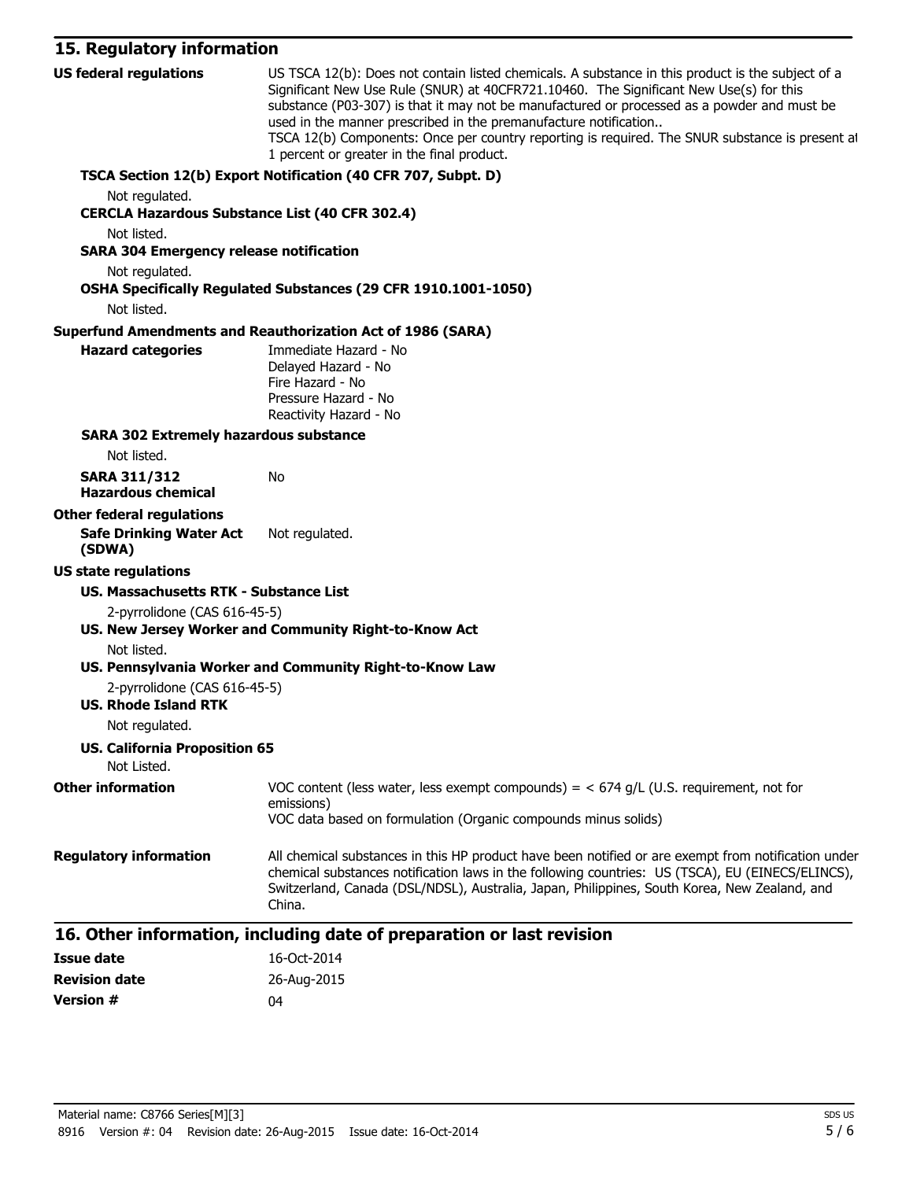## 15. Regulatory information

**US federal regulations**

US TSCA 12(b): Does not contain listed chemicals. A substance in this product is the subject of a Significant New Use Rule (SNUR) at 40CFR721.10460. The Significant New Use(s) for this substance (P03-307) is that it may not be manufactured or processed as a powder and must be used in the manner prescribed in the premanufacture notification..
TSCA 12(b) Components: Once per country reporting is required. The SNUR substance is present at 1 percent or greater in the final product.

**TSCA Section 12(b) Export Notification (40 CFR 707, Subpt. D)**

Not regulated.

**CERCLA Hazardous Substance List (40 CFR 302.4)**

Not listed.

**SARA 304 Emergency release notification**

Not regulated.

**OSHA Specifically Regulated Substances (29 CFR 1910.1001-1050)**

Not listed.

**Superfund Amendments and Reauthorization Act of 1986 (SARA)**

**Hazard categories**

Immediate Hazard - No
Delayed Hazard - No
Fire Hazard - No
Pressure Hazard - No
Reactivity Hazard - No

**SARA 302 Extremely hazardous substance**

Not listed.

**SARA 311/312 Hazardous chemical** No

**Other federal regulations**

**Safe Drinking Water Act (SDWA)** Not regulated.

**US state regulations**

**US. Massachusetts RTK - Substance List**

2-pyrrolidone (CAS 616-45-5)

**US. New Jersey Worker and Community Right-to-Know Act**

Not listed.

**US. Pennsylvania Worker and Community Right-to-Know Law**

2-pyrrolidone (CAS 616-45-5)

**US. Rhode Island RTK**

Not regulated.

**US. California Proposition 65**

Not Listed.

**Other information**

VOC content (less water, less exempt compounds) = < 674 g/L (U.S. requirement, not for emissions)
VOC data based on formulation (Organic compounds minus solids)

**Regulatory information**

All chemical substances in this HP product have been notified or are exempt from notification under chemical substances notification laws in the following countries: US (TSCA), EU (EINECS/ELINCS), Switzerland, Canada (DSL/NDSL), Australia, Japan, Philippines, South Korea, New Zealand, and China.

## 16. Other information, including date of preparation or last revision

| | |
|---|---|
| **Issue date** | 16-Oct-2014 |
| **Revision date** | 26-Aug-2015 |
| **Version #** | 04 |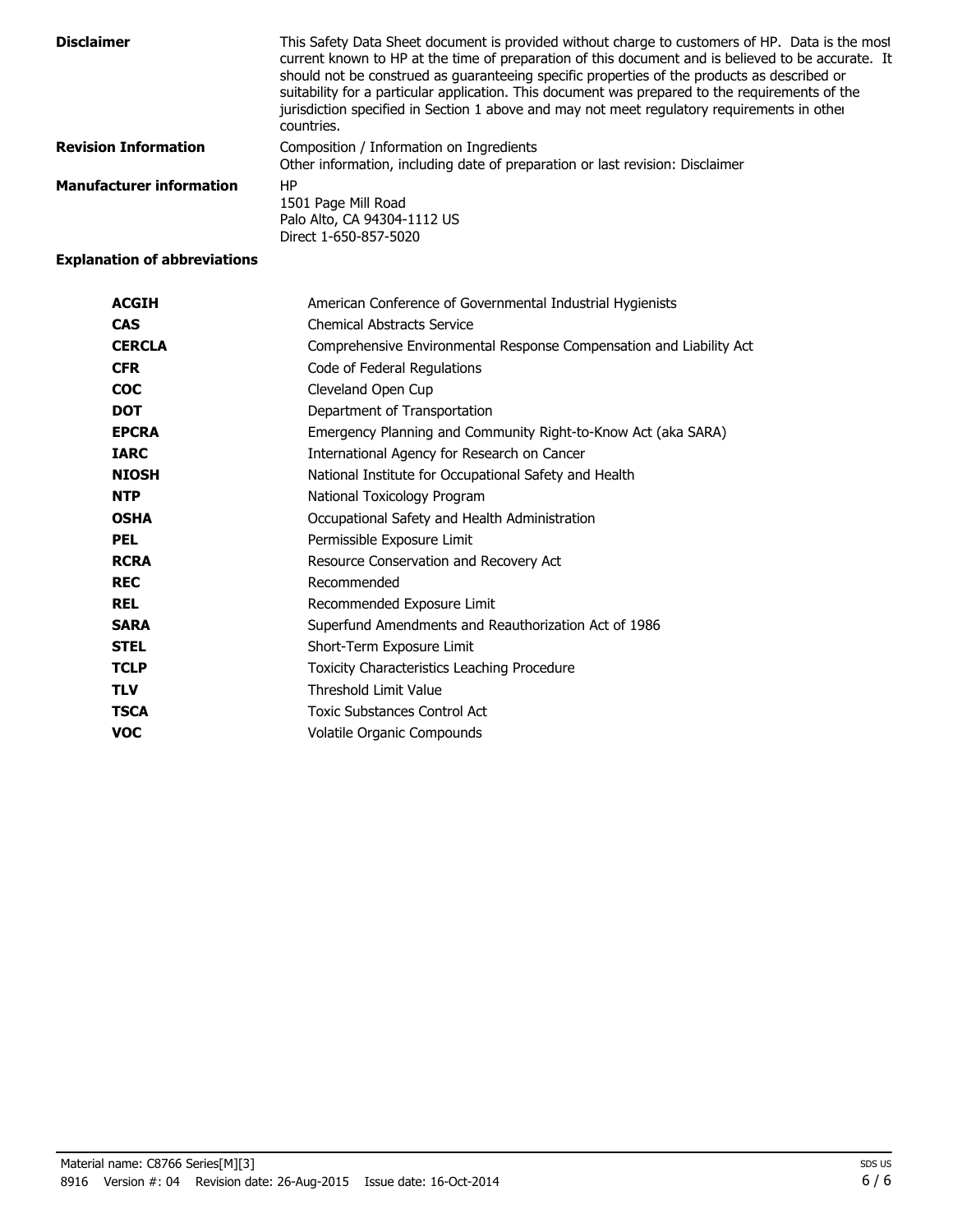**Disclaimer**

This Safety Data Sheet document is provided without charge to customers of HP. Data is the most current known to HP at the time of preparation of this document and is believed to be accurate. It should not be construed as guaranteeing specific properties of the products as described or suitability for a particular application. This document was prepared to the requirements of the jurisdiction specified in Section 1 above and may not meet regulatory requirements in other countries.

**Revision Information**

Composition / Information on Ingredients
Other information, including date of preparation or last revision: Disclaimer

**Manufacturer information**

HP
1501 Page Mill Road
Palo Alto, CA 94304-1112 US
Direct 1-650-857-5020

**Explanation of abbreviations**

| | |
|---|---|
| **ACGIH** | American Conference of Governmental Industrial Hygienists |
| **CAS** | Chemical Abstracts Service |
| **CERCLA** | Comprehensive Environmental Response Compensation and Liability Act |
| **CFR** | Code of Federal Regulations |
| **COC** | Cleveland Open Cup |
| **DOT** | Department of Transportation |
| **EPCRA** | Emergency Planning and Community Right-to-Know Act (aka SARA) |
| **IARC** | International Agency for Research on Cancer |
| **NIOSH** | National Institute for Occupational Safety and Health |
| **NTP** | National Toxicology Program |
| **OSHA** | Occupational Safety and Health Administration |
| **PEL** | Permissible Exposure Limit |
| **RCRA** | Resource Conservation and Recovery Act |
| **REC** | Recommended |
| **REL** | Recommended Exposure Limit |
| **SARA** | Superfund Amendments and Reauthorization Act of 1986 |
| **STEL** | Short-Term Exposure Limit |
| **TCLP** | Toxicity Characteristics Leaching Procedure |
| **TLV** | Threshold Limit Value |
| **TSCA** | Toxic Substances Control Act |
| **VOC** | Volatile Organic Compounds |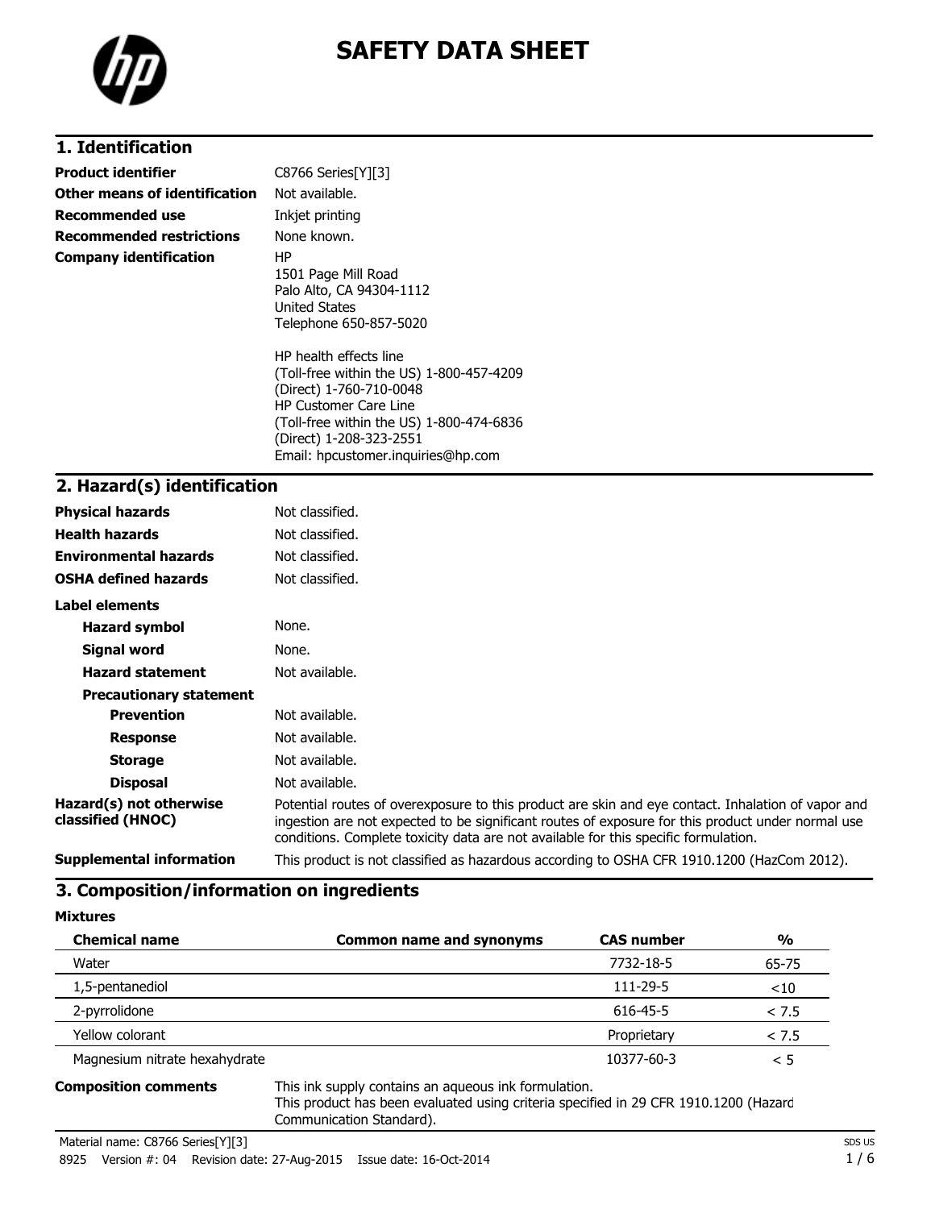# SAFETY DATA SHEET

## 1. Identification

| | |
|---|---|
| **Product identifier** | C8766 Series[Y][3] |
| **Other means of identification** | Not available. |
| **Recommended use** | Inkjet printing |
| **Recommended restrictions** | None known. |
| **Company identification** | HP<br>1501 Page Mill Road<br>Palo Alto, CA 94304-1112<br>United States<br>Telephone 650-857-5020<br><br>HP health effects line<br>(Toll-free within the US) 1-800-457-4209<br>(Direct) 1-760-710-0048<br>HP Customer Care Line<br>(Toll-free within the US) 1-800-474-6836<br>(Direct) 1-208-323-2551<br>Email: hpcustomer.inquiries@hp.com |

## 2. Hazard(s) identification

| | |
|---|---|
| **Physical hazards** | Not classified. |
| **Health hazards** | Not classified. |
| **Environmental hazards** | Not classified. |
| **OSHA defined hazards** | Not classified. |

**Label elements**

| | |
|---|---|
| **Hazard symbol** | None. |
| **Signal word** | None. |
| **Hazard statement** | Not available. |
| **Precautionary statement** | |
| **Prevention** | Not available. |
| **Response** | Not available. |
| **Storage** | Not available. |
| **Disposal** | Not available. |
| **Hazard(s) not otherwise classified (HNOC)** | Potential routes of overexposure to this product are skin and eye contact. Inhalation of vapor and ingestion are not expected to be significant routes of exposure for this product under normal use conditions. Complete toxicity data are not available for this specific formulation. |
| **Supplemental information** | This product is not classified as hazardous according to OSHA CFR 1910.1200 (HazCom 2012). |

## 3. Composition/information on ingredients

**Mixtures**

| Chemical name | Common name and synonyms | CAS number | % |
|---|---|---|---|
| Water | | 7732-18-5 | 65-75 |
| 1,5-pentanediol | | 111-29-5 | <10 |
| 2-pyrrolidone | | 616-45-5 | < 7.5 |
| Yellow colorant | | Proprietary | < 7.5 |
| Magnesium nitrate hexahydrate | | 10377-60-3 | < 5 |

**Composition comments** This ink supply contains an aqueous ink formulation.
This product has been evaluated using criteria specified in 29 CFR 1910.1200 (Hazard Communication Standard).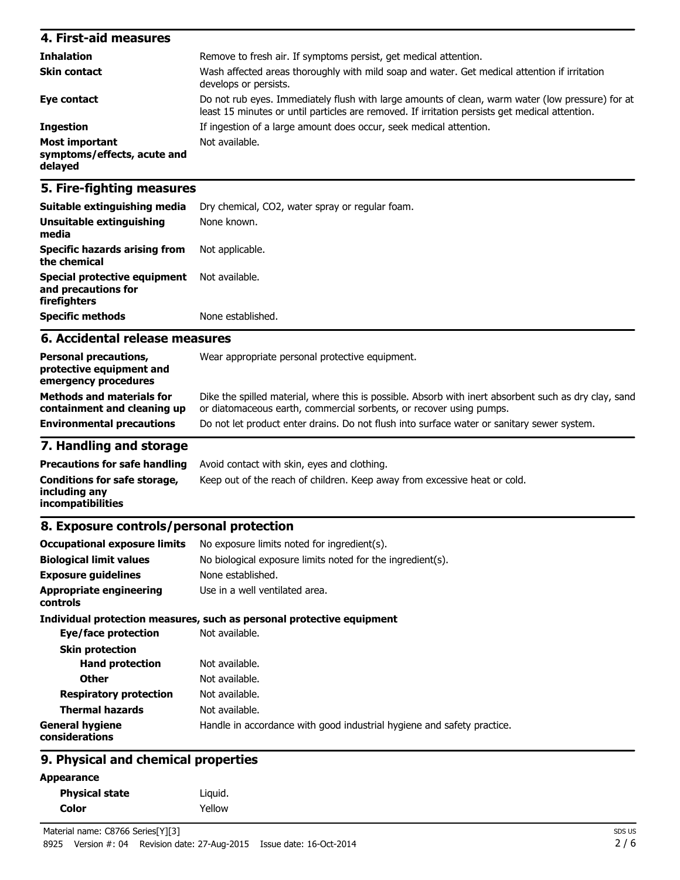## 4. First-aid measures

| | |
|---|---|
| **Inhalation** | Remove to fresh air. If symptoms persist, get medical attention. |
| **Skin contact** | Wash affected areas thoroughly with mild soap and water. Get medical attention if irritation develops or persists. |
| **Eye contact** | Do not rub eyes. Immediately flush with large amounts of clean, warm water (low pressure) for at least 15 minutes or until particles are removed. If irritation persists get medical attention. |
| **Ingestion** | If ingestion of a large amount does occur, seek medical attention. |
| **Most important symptoms/effects, acute and delayed** | Not available. |

## 5. Fire-fighting measures

| | |
|---|---|
| **Suitable extinguishing media** | Dry chemical, CO2, water spray or regular foam. |
| **Unsuitable extinguishing media** | None known. |
| **Specific hazards arising from the chemical** | Not applicable. |
| **Special protective equipment and precautions for firefighters** | Not available. |
| **Specific methods** | None established. |

## 6. Accidental release measures

| | |
|---|---|
| **Personal precautions, protective equipment and emergency procedures** | Wear appropriate personal protective equipment. |
| **Methods and materials for containment and cleaning up** | Dike the spilled material, where this is possible. Absorb with inert absorbent such as dry clay, sand or diatomaceous earth, commercial sorbents, or recover using pumps. |
| **Environmental precautions** | Do not let product enter drains. Do not flush into surface water or sanitary sewer system. |

## 7. Handling and storage

| | |
|---|---|
| **Precautions for safe handling** | Avoid contact with skin, eyes and clothing. |
| **Conditions for safe storage, including any incompatibilities** | Keep out of the reach of children. Keep away from excessive heat or cold. |

## 8. Exposure controls/personal protection

| | |
|---|---|
| **Occupational exposure limits** | No exposure limits noted for ingredient(s). |
| **Biological limit values** | No biological exposure limits noted for the ingredient(s). |
| **Exposure guidelines** | None established. |
| **Appropriate engineering controls** | Use in a well ventilated area. |

**Individual protection measures, such as personal protective equipment**

| | |
|---|---|
| **Eye/face protection** | Not available. |
| **Skin protection** | |
| **Hand protection** | Not available. |
| **Other** | Not available. |
| **Respiratory protection** | Not available. |
| **Thermal hazards** | Not available. |
| **General hygiene considerations** | Handle in accordance with good industrial hygiene and safety practice. |

## 9. Physical and chemical properties

**Appearance**

| | |
|---|---|
| **Physical state** | Liquid. |
| **Color** | Yellow |

Material name: C8766 Series[Y][3]

8925 Version #: 04 Revision date: 27-Aug-2015 Issue date: 16-Oct-2014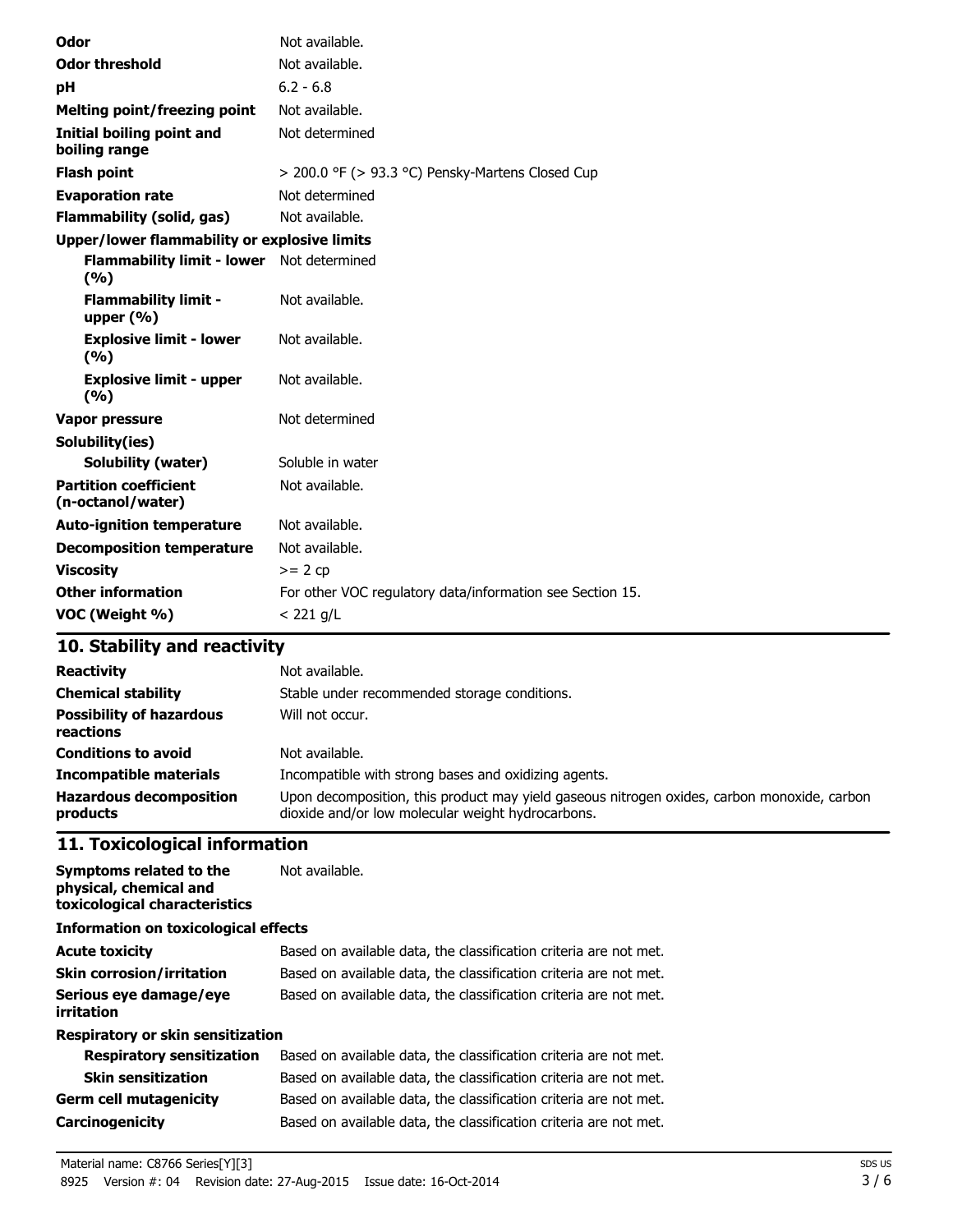| | |
|---|---|
| **Odor** | Not available. |
| **Odor threshold** | Not available. |
| **pH** | 6.2 - 6.8 |
| **Melting point/freezing point** | Not available. |
| **Initial boiling point and boiling range** | Not determined |
| **Flash point** | > 200.0 °F (> 93.3 °C) Pensky-Martens Closed Cup |
| **Evaporation rate** | Not determined |
| **Flammability (solid, gas)** | Not available. |
| **Upper/lower flammability or explosive limits** | |
| **Flammability limit - lower (%)** | Not determined |
| **Flammability limit - upper (%)** | Not available. |
| **Explosive limit - lower (%)** | Not available. |
| **Explosive limit - upper (%)** | Not available. |
| **Vapor pressure** | Not determined |
| **Solubility(ies)** | |
| **Solubility (water)** | Soluble in water |
| **Partition coefficient (n-octanol/water)** | Not available. |
| **Auto-ignition temperature** | Not available. |
| **Decomposition temperature** | Not available. |
| **Viscosity** | >= 2 cp |
| **Other information** | For other VOC regulatory data/information see Section 15. |
| **VOC (Weight %)** | < 221 g/L |

## 10. Stability and reactivity

| | |
|---|---|
| **Reactivity** | Not available. |
| **Chemical stability** | Stable under recommended storage conditions. |
| **Possibility of hazardous reactions** | Will not occur. |
| **Conditions to avoid** | Not available. |
| **Incompatible materials** | Incompatible with strong bases and oxidizing agents. |
| **Hazardous decomposition products** | Upon decomposition, this product may yield gaseous nitrogen oxides, carbon monoxide, carbon dioxide and/or low molecular weight hydrocarbons. |

## 11. Toxicological information

| | |
|---|---|
| **Symptoms related to the physical, chemical and toxicological characteristics** | Not available. |
| **Information on toxicological effects** | |
| **Acute toxicity** | Based on available data, the classification criteria are not met. |
| **Skin corrosion/irritation** | Based on available data, the classification criteria are not met. |
| **Serious eye damage/eye irritation** | Based on available data, the classification criteria are not met. |
| **Respiratory or skin sensitization** | |
| **Respiratory sensitization** | Based on available data, the classification criteria are not met. |
| **Skin sensitization** | Based on available data, the classification criteria are not met. |
| **Germ cell mutagenicity** | Based on available data, the classification criteria are not met. |
| **Carcinogenicity** | Based on available data, the classification criteria are not met. |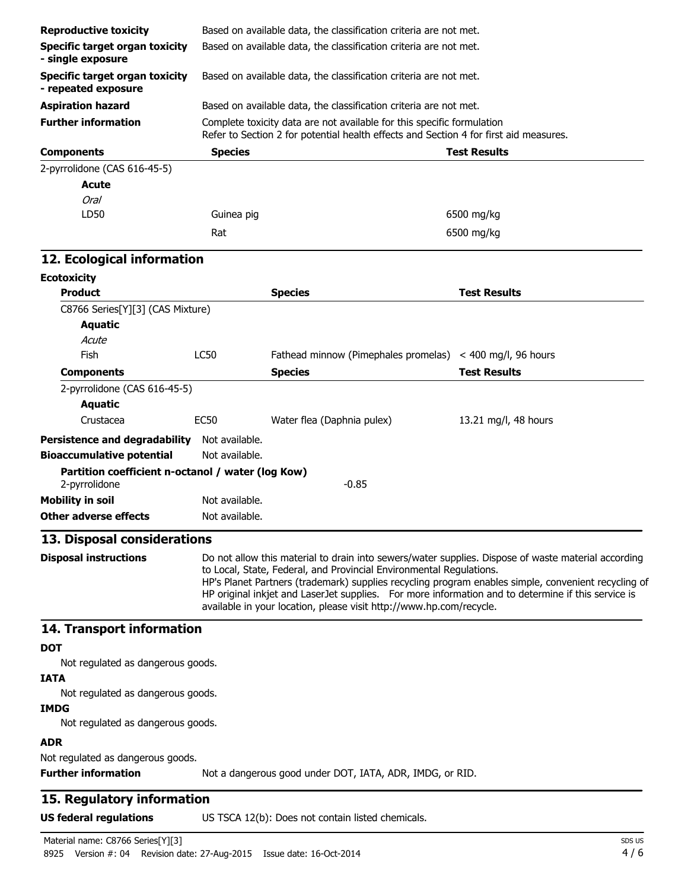| | |
|---|---|
| **Reproductive toxicity** | Based on available data, the classification criteria are not met. |
| **Specific target organ toxicity - single exposure** | Based on available data, the classification criteria are not met. |
| **Specific target organ toxicity - repeated exposure** | Based on available data, the classification criteria are not met. |
| **Aspiration hazard** | Based on available data, the classification criteria are not met. |
| **Further information** | Complete toxicity data are not available for this specific formulation<br>Refer to Section 2 for potential health effects and Section 4 for first aid measures. |

| Components | Species | Test Results |
|---|---|---|
| 2-pyrrolidone (CAS 616-45-5) | | |
| **Acute** | | |
| *Oral* | | |
| LD50 | Guinea pig | 6500 mg/kg |
| | Rat | 6500 mg/kg |

## 12. Ecological information

**Ecotoxicity**

| Product | | Species | Test Results |
|---|---|---|---|
| C8766 Series[Y][3] (CAS Mixture) | | | |
| **Aquatic** | | | |
| *Acute* | | | |
| Fish | LC50 | Fathead minnow (Pimephales promelas) | < 400 mg/l, 96 hours |

| Components | | Species | Test Results |
|---|---|---|---|
| 2-pyrrolidone (CAS 616-45-5) | | | |
| **Aquatic** | | | |
| Crustacea | EC50 | Water flea (Daphnia pulex) | 13.21 mg/l, 48 hours |

**Persistence and degradability** Not available.

**Bioaccumulative potential** Not available.

**Partition coefficient n-octanol / water (log Kow)**

2-pyrrolidone -0.85

**Mobility in soil** Not available.

**Other adverse effects** Not available.

## 13. Disposal considerations

**Disposal instructions** Do not allow this material to drain into sewers/water supplies. Dispose of waste material according to Local, State, Federal, and Provincial Environmental Regulations.
HP's Planet Partners (trademark) supplies recycling program enables simple, convenient recycling of HP original inkjet and LaserJet supplies. For more information and to determine if this service is available in your location, please visit http://www.hp.com/recycle.

## 14. Transport information

**DOT**

Not regulated as dangerous goods.

**IATA**

Not regulated as dangerous goods.

**IMDG**

Not regulated as dangerous goods.

**ADR**

Not regulated as dangerous goods.

**Further information** Not a dangerous good under DOT, IATA, ADR, IMDG, or RID.

## 15. Regulatory information

**US federal regulations** US TSCA 12(b): Does not contain listed chemicals.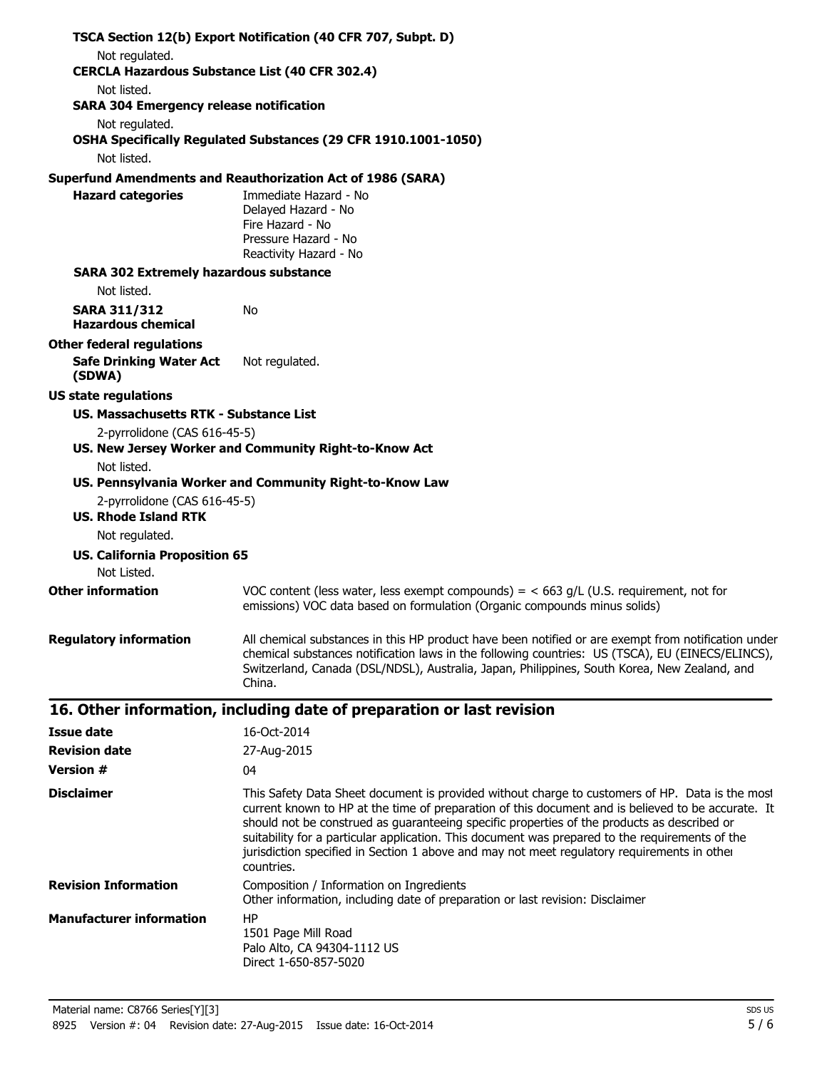**TSCA Section 12(b) Export Notification (40 CFR 707, Subpt. D)**

Not regulated.

**CERCLA Hazardous Substance List (40 CFR 302.4)**

Not listed.

**SARA 304 Emergency release notification**

Not regulated.

**OSHA Specifically Regulated Substances (29 CFR 1910.1001-1050)**

Not listed.

**Superfund Amendments and Reauthorization Act of 1986 (SARA)**

**Hazard categories**

Immediate Hazard - No
Delayed Hazard - No
Fire Hazard - No
Pressure Hazard - No
Reactivity Hazard - No

**SARA 302 Extremely hazardous substance**

Not listed.

**SARA 311/312 Hazardous chemical** No

**Other federal regulations**

**Safe Drinking Water Act (SDWA)** Not regulated.

**US state regulations**

**US. Massachusetts RTK - Substance List**

2-pyrrolidone (CAS 616-45-5)

**US. New Jersey Worker and Community Right-to-Know Act**

Not listed.

**US. Pennsylvania Worker and Community Right-to-Know Law**

2-pyrrolidone (CAS 616-45-5)

**US. Rhode Island RTK**

Not regulated.

**US. California Proposition 65**

Not Listed.

**Other information**

VOC content (less water, less exempt compounds) = < 663 g/L (U.S. requirement, not for emissions) VOC data based on formulation (Organic compounds minus solids)

**Regulatory information**

All chemical substances in this HP product have been notified or are exempt from notification under chemical substances notification laws in the following countries: US (TSCA), EU (EINECS/ELINCS), Switzerland, Canada (DSL/NDSL), Australia, Japan, Philippines, South Korea, New Zealand, and China.

## 16. Other information, including date of preparation or last revision

**Issue date** 16-Oct-2014

**Revision date** 27-Aug-2015

**Version #** 04

**Disclaimer**

This Safety Data Sheet document is provided without charge to customers of HP. Data is the most current known to HP at the time of preparation of this document and is believed to be accurate. It should not be construed as guaranteeing specific properties of the products as described or suitability for a particular application. This document was prepared to the requirements of the jurisdiction specified in Section 1 above and may not meet regulatory requirements in other countries.

**Revision Information**

Composition / Information on Ingredients
Other information, including date of preparation or last revision: Disclaimer

**Manufacturer information**

HP
1501 Page Mill Road
Palo Alto, CA 94304-1112 US
Direct 1-650-857-5020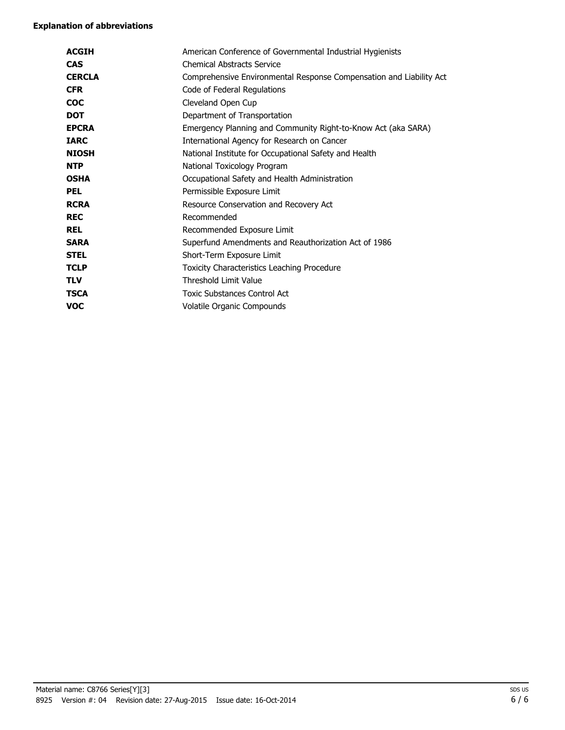**Explanation of abbreviations**

| | |
|---|---|
| **ACGIH** | American Conference of Governmental Industrial Hygienists |
| **CAS** | Chemical Abstracts Service |
| **CERCLA** | Comprehensive Environmental Response Compensation and Liability Act |
| **CFR** | Code of Federal Regulations |
| **COC** | Cleveland Open Cup |
| **DOT** | Department of Transportation |
| **EPCRA** | Emergency Planning and Community Right-to-Know Act (aka SARA) |
| **IARC** | International Agency for Research on Cancer |
| **NIOSH** | National Institute for Occupational Safety and Health |
| **NTP** | National Toxicology Program |
| **OSHA** | Occupational Safety and Health Administration |
| **PEL** | Permissible Exposure Limit |
| **RCRA** | Resource Conservation and Recovery Act |
| **REC** | Recommended |
| **REL** | Recommended Exposure Limit |
| **SARA** | Superfund Amendments and Reauthorization Act of 1986 |
| **STEL** | Short-Term Exposure Limit |
| **TCLP** | Toxicity Characteristics Leaching Procedure |
| **TLV** | Threshold Limit Value |
| **TSCA** | Toxic Substances Control Act |
| **VOC** | Volatile Organic Compounds |